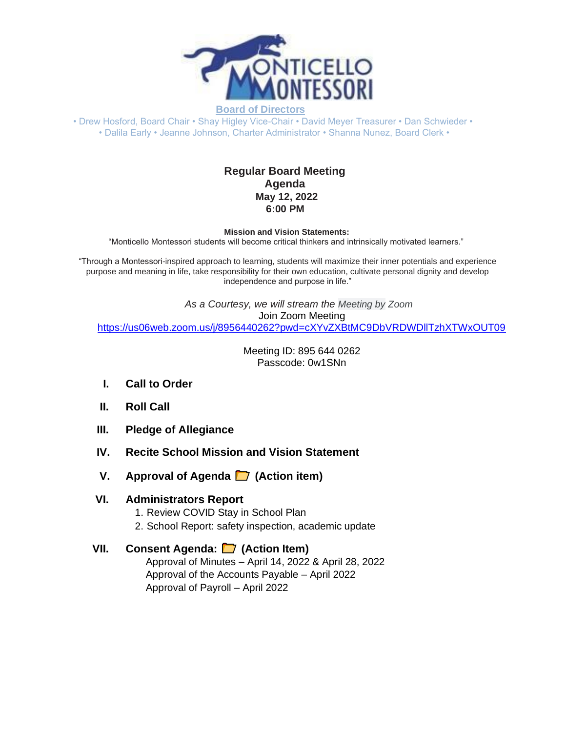MONTICELLO MONTESSORI

**Board of Directors**

• Drew Hosford, Board Chair • Shay Higley Vice-Chair • David Meyer Treasurer • Dan Schwieder •
• Dalila Early • Jeanne Johnson, Charter Administrator • Shanna Nunez, Board Clerk •

# Regular Board Meeting
## Agenda
### May 12, 2022
### 6:00 PM

**Mission and Vision Statements:**

"Monticello Montessori students will become critical thinkers and intrinsically motivated learners."

"Through a Montessori-inspired approach to learning, students will maximize their inner potentials and experience purpose and meaning in life, take responsibility for their own education, cultivate personal dignity and develop independence and purpose in life."

*As a Courtesy, we will stream the Meeting by Zoom*

Join Zoom Meeting

https://us06web.zoom.us/j/8956440262?pwd=cXYvZXBtMC9DbVRDWDllTzhXTWxOUT09

Meeting ID: 895 644 0262
Passcode: 0w1SNn

**I. Call to Order**

**II. Roll Call**

**III. Pledge of Allegiance**

**IV. Recite School Mission and Vision Statement**

**V. Approval of Agenda 📁 (Action item)**

**VI. Administrators Report**

1. Review COVID Stay in School Plan
2. School Report: safety inspection, academic update

**VII. Consent Agenda: 📁 (Action Item)**

Approval of Minutes – April 14, 2022 & April 28, 2022
Approval of the Accounts Payable – April 2022
Approval of Payroll – April 2022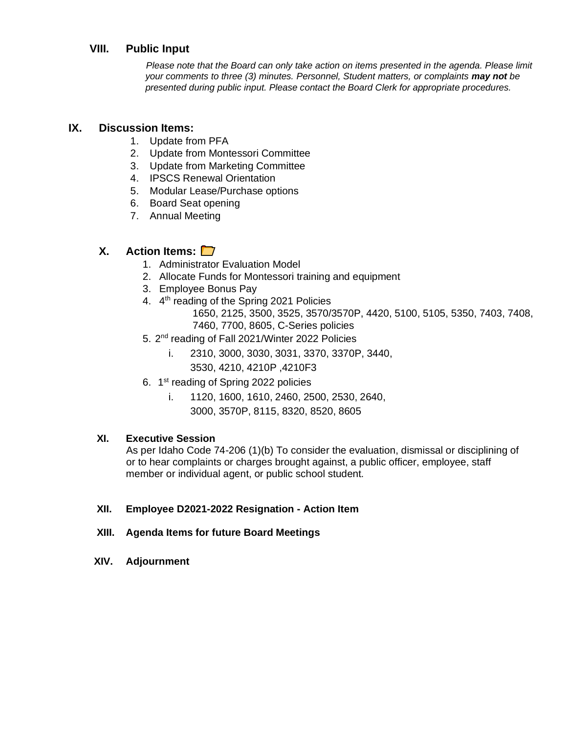## VIII. Public Input

*Please note that the Board can only take action on items presented in the agenda. Please limit your comments to three (3) minutes. Personnel, Student matters, or complaints **may not** be presented during public input. Please contact the Board Clerk for appropriate procedures.*

## IX. Discussion Items:

1. Update from PFA
2. Update from Montessori Committee
3. Update from Marketing Committee
4. IPSCS Renewal Orientation
5. Modular Lease/Purchase options
6. Board Seat opening
7. Annual Meeting

## X. Action Items:

1. Administrator Evaluation Model
2. Allocate Funds for Montessori training and equipment
3. Employee Bonus Pay
4. 4th reading of the Spring 2021 Policies
   1650, 2125, 3500, 3525, 3570/3570P, 4420, 5100, 5105, 5350, 7403, 7408, 7460, 7700, 8605, C-Series policies
5. 2nd reading of Fall 2021/Winter 2022 Policies
   i. 2310, 3000, 3030, 3031, 3370, 3370P, 3440, 3530, 4210, 4210P ,4210F3
6. 1st reading of Spring 2022 policies
   i. 1120, 1600, 1610, 2460, 2500, 2530, 2640, 3000, 3570P, 8115, 8320, 8520, 8605

## XI. Executive Session

As per Idaho Code 74-206 (1)(b) To consider the evaluation, dismissal or disciplining of or to hear complaints or charges brought against, a public officer, employee, staff member or individual agent, or public school student.

## XII. Employee D2021-2022 Resignation - Action Item

## XIII. Agenda Items for future Board Meetings

## XIV. Adjournment